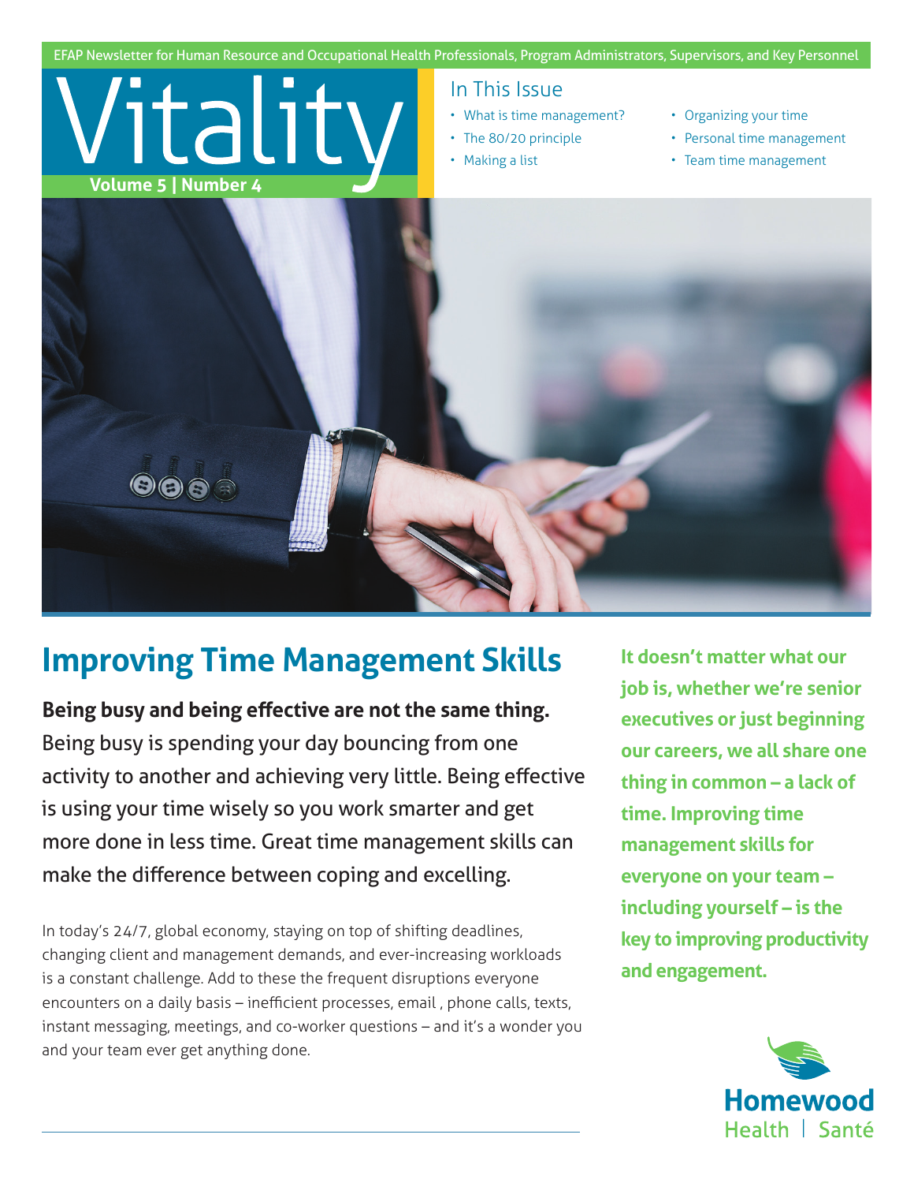EFAP Newsletter for Human Resource and Occupational Health Professionals, Program Administrators, Supervisors, and Key Personnel

# Vitality

**Volume 5 | Number 4**

## In This Issue

- What is time management?
- The 80/20 principle
- Making a list
- Organizing your time
- Personal time management
- Team time management

# Improving Time Management Skills

**Being busy and being effective are not the same thing.** Being busy is spending your day bouncing from one activity to another and achieving very little. Being effective is using your time wisely so you work smarter and get more done in less time. Great time management skills can make the difference between coping and excelling.

In today's 24/7, global economy, staying on top of shifting deadlines, changing client and management demands, and ever-increasing workloads is a constant challenge. Add to these the frequent disruptions everyone encounters on a daily basis – inefficient processes, email , phone calls, texts, instant messaging, meetings, and co-worker questions – and it's a wonder you and your team ever get anything done.

**It doesn't matter what our job is, whether we're senior executives or just beginning our careers, we all share one thing in common – a lack of time. Improving time management skills for everyone on your team – including yourself – is the key to improving productivity and engagement.**

Homewood Health | Santé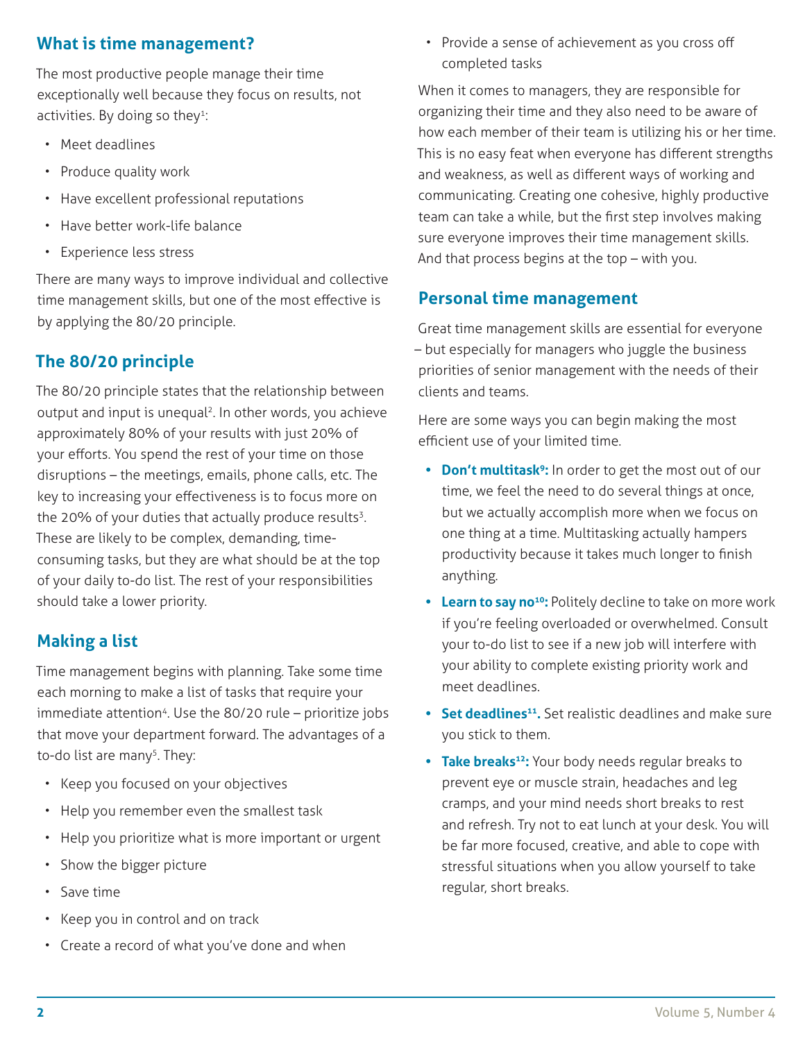## What is time management?

The most productive people manage their time exceptionally well because they focus on results, not activities. By doing so they[1]:

- Meet deadlines
- Produce quality work
- Have excellent professional reputations
- Have better work-life balance
- Experience less stress

There are many ways to improve individual and collective time management skills, but one of the most effective is by applying the 80/20 principle.

## The 80/20 principle

The 80/20 principle states that the relationship between output and input is unequal[2]. In other words, you achieve approximately 80% of your results with just 20% of your efforts. You spend the rest of your time on those disruptions – the meetings, emails, phone calls, etc. The key to increasing your effectiveness is to focus more on the 20% of your duties that actually produce results[3]. These are likely to be complex, demanding, time-consuming tasks, but they are what should be at the top of your daily to-do list. The rest of your responsibilities should take a lower priority.

## Making a list

Time management begins with planning. Take some time each morning to make a list of tasks that require your immediate attention[4]. Use the 80/20 rule – prioritize jobs that move your department forward. The advantages of a to-do list are many[5]. They:

- Keep you focused on your objectives
- Help you remember even the smallest task
- Help you prioritize what is more important or urgent
- Show the bigger picture
- Save time
- Keep you in control and on track
- Create a record of what you've done and when
- Provide a sense of achievement as you cross off completed tasks

When it comes to managers, they are responsible for organizing their time and they also need to be aware of how each member of their team is utilizing his or her time. This is no easy feat when everyone has different strengths and weakness, as well as different ways of working and communicating. Creating one cohesive, highly productive team can take a while, but the first step involves making sure everyone improves their time management skills. And that process begins at the top – with you.

## Personal time management

Great time management skills are essential for everyone – but especially for managers who juggle the business priorities of senior management with the needs of their clients and teams.

Here are some ways you can begin making the most efficient use of your limited time.

- **Don't multitask[9]:** In order to get the most out of our time, we feel the need to do several things at once, but we actually accomplish more when we focus on one thing at a time. Multitasking actually hampers productivity because it takes much longer to finish anything.
- **Learn to say no[10]:** Politely decline to take on more work if you're feeling overloaded or overwhelmed. Consult your to-do list to see if a new job will interfere with your ability to complete existing priority work and meet deadlines.
- **Set deadlines[11].** Set realistic deadlines and make sure you stick to them.
- **Take breaks[12]:** Your body needs regular breaks to prevent eye or muscle strain, headaches and leg cramps, and your mind needs short breaks to rest and refresh. Try not to eat lunch at your desk. You will be far more focused, creative, and able to cope with stressful situations when you allow yourself to take regular, short breaks.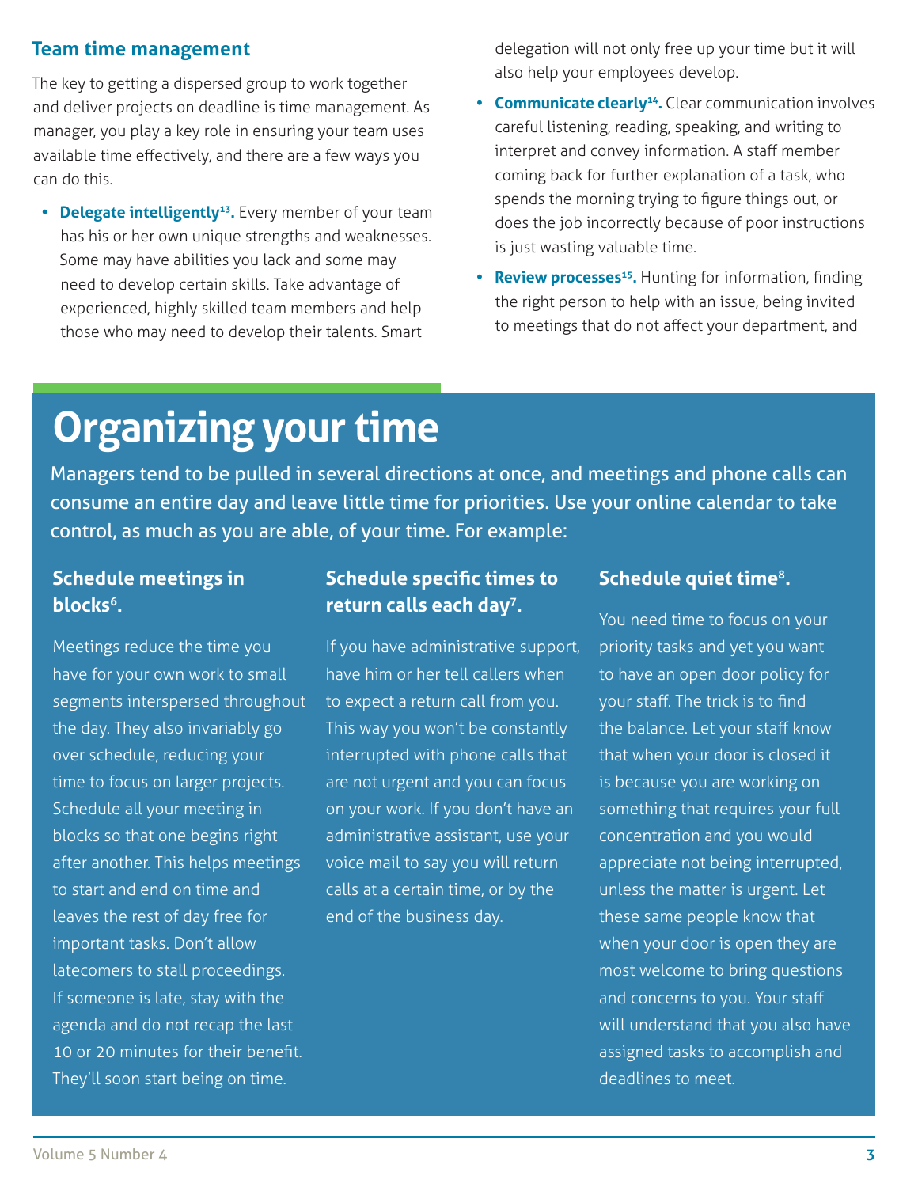## Team time management

The key to getting a dispersed group to work together and deliver projects on deadline is time management. As manager, you play a key role in ensuring your team uses available time effectively, and there are a few ways you can do this.

- **Delegate intelligently[13].** Every member of your team has his or her own unique strengths and weaknesses. Some may have abilities you lack and some may need to develop certain skills. Take advantage of experienced, highly skilled team members and help those who may need to develop their talents. Smart delegation will not only free up your time but it will also help your employees develop.
- **Communicate clearly[14].** Clear communication involves careful listening, reading, speaking, and writing to interpret and convey information. A staff member coming back for further explanation of a task, who spends the morning trying to figure things out, or does the job incorrectly because of poor instructions is just wasting valuable time.
- **Review processes[15].** Hunting for information, finding the right person to help with an issue, being invited to meetings that do not affect your department, and

# Organizing your time

Managers tend to be pulled in several directions at once, and meetings and phone calls can consume an entire day and leave little time for priorities. Use your online calendar to take control, as much as you are able, of your time. For example:

### Schedule meetings in blocks[6].

Meetings reduce the time you have for your own work to small segments interspersed throughout the day. They also invariably go over schedule, reducing your time to focus on larger projects. Schedule all your meeting in blocks so that one begins right after another. This helps meetings to start and end on time and leaves the rest of day free for important tasks. Don't allow latecomers to stall proceedings. If someone is late, stay with the agenda and do not recap the last 10 or 20 minutes for their benefit. They'll soon start being on time.

### Schedule specific times to return calls each day[7].

If you have administrative support, have him or her tell callers when to expect a return call from you. This way you won't be constantly interrupted with phone calls that are not urgent and you can focus on your work. If you don't have an administrative assistant, use your voice mail to say you will return calls at a certain time, or by the end of the business day.

### Schedule quiet time[8].

You need time to focus on your priority tasks and yet you want to have an open door policy for your staff. The trick is to find the balance. Let your staff know that when your door is closed it is because you are working on something that requires your full concentration and you would appreciate not being interrupted, unless the matter is urgent. Let these same people know that when your door is open they are most welcome to bring questions and concerns to you. Your staff will understand that you also have assigned tasks to accomplish and deadlines to meet.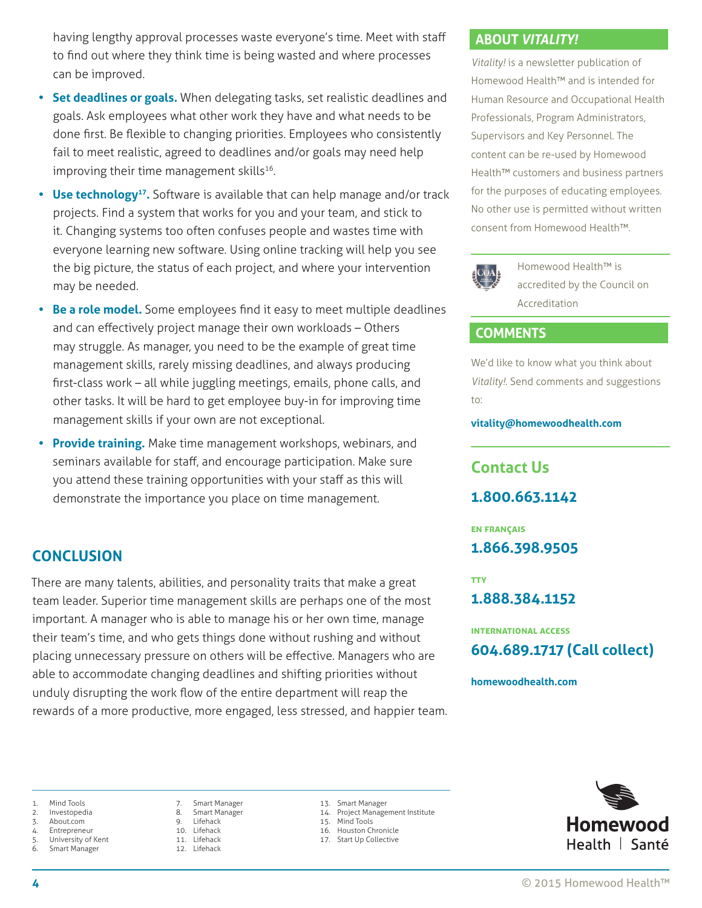having lengthy approval processes waste everyone's time. Meet with staff to find out where they think time is being wasted and where processes can be improved.

- **Set deadlines or goals.** When delegating tasks, set realistic deadlines and goals. Ask employees what other work they have and what needs to be done first. Be flexible to changing priorities. Employees who consistently fail to meet realistic, agreed to deadlines and/or goals may need help improving their time management skills[16].
- **Use technology[17].** Software is available that can help manage and/or track projects. Find a system that works for you and your team, and stick to it. Changing systems too often confuses people and wastes time with everyone learning new software. Using online tracking will help you see the big picture, the status of each project, and where your intervention may be needed.
- **Be a role model.** Some employees find it easy to meet multiple deadlines and can effectively project manage their own workloads – Others may struggle. As manager, you need to be the example of great time management skills, rarely missing deadlines, and always producing first-class work – all while juggling meetings, emails, phone calls, and other tasks. It will be hard to get employee buy-in for improving time management skills if your own are not exceptional.
- **Provide training.** Make time management workshops, webinars, and seminars available for staff, and encourage participation. Make sure you attend these training opportunities with your staff as this will demonstrate the importance you place on time management.

## CONCLUSION

There are many talents, abilities, and personality traits that make a great team leader. Superior time management skills are perhaps one of the most important. A manager who is able to manage his or her own time, manage their team's time, and who gets things done without rushing and without placing unnecessary pressure on others will be effective. Managers who are able to accommodate changing deadlines and shifting priorities without unduly disrupting the work flow of the entire department will reap the rewards of a more productive, more engaged, less stressed, and happier team.

1. Mind Tools
2. Investopedia
3. About.com
4. Entrepreneur
5. University of Kent
6. Smart Manager
7. Smart Manager
8. Smart Manager
9. Lifehack
10. Lifehack
11. Lifehack
12. Lifehack
13. Smart Manager
14. Project Management Institute
15. Mind Tools
16. Houston Chronicle
17. Start Up Collective

## ABOUT *VITALITY!*

*Vitality!* is a newsletter publication of Homewood Health™ and is intended for Human Resource and Occupational Health Professionals, Program Administrators, Supervisors and Key Personnel. The content can be re-used by Homewood Health™ customers and business partners for the purposes of educating employees. No other use is permitted without written consent from Homewood Health™.

Homewood Health™ is accredited by the Council on Accreditation

## COMMENTS

We'd like to know what you think about *Vitality!*. Send comments and suggestions to:

**vitality@homewoodhealth.com**

## Contact Us

**1.800.663.1142**

EN FRANÇAIS
**1.866.398.9505**

TTY
**1.888.384.1152**

INTERNATIONAL ACCESS
**604.689.1717 (Call collect)**

**homewoodhealth.com**

Homewood Health | Santé

© 2015 Homewood Health™